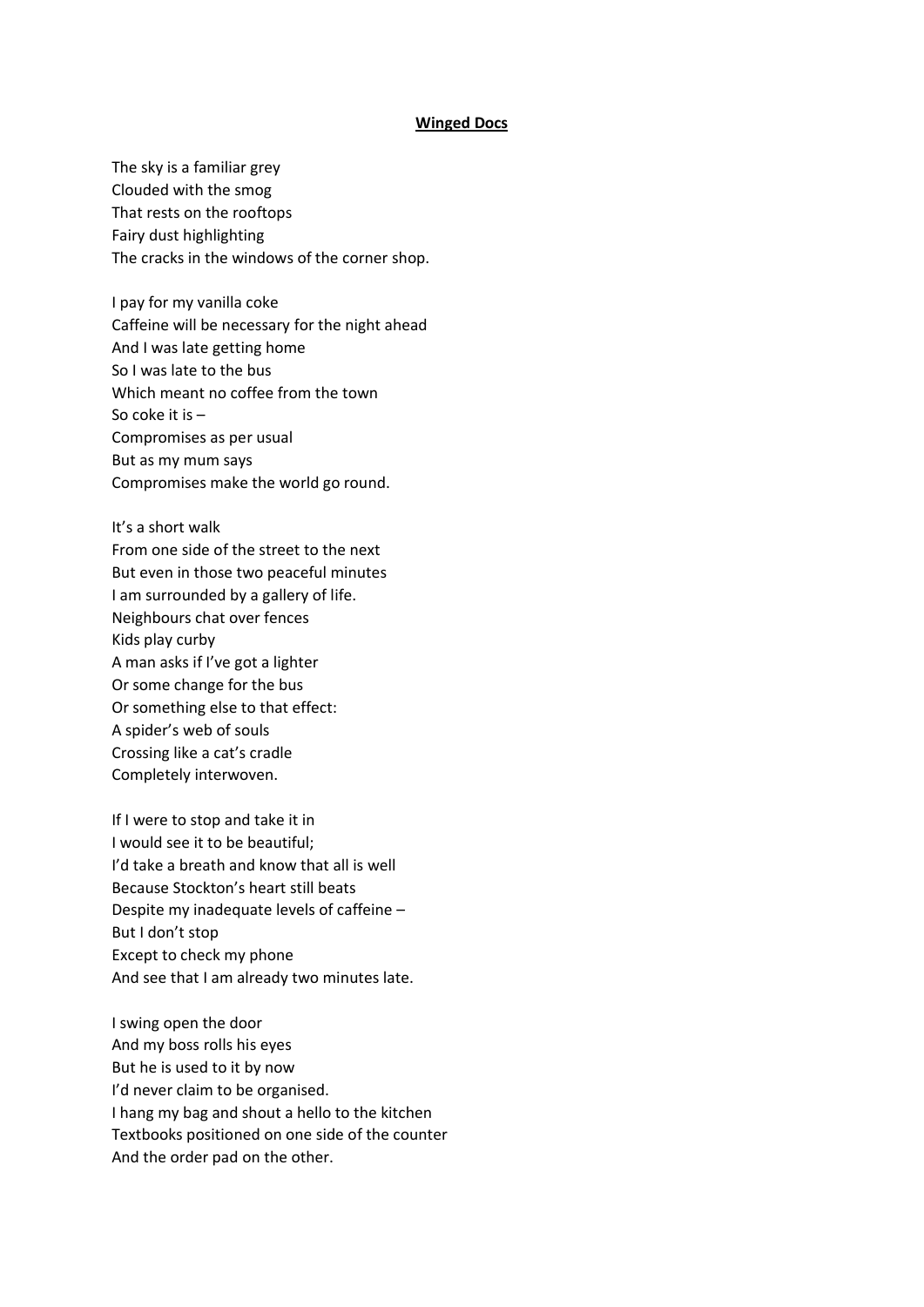# **Winged Docs**

The sky is a familiar grey
Clouded with the smog
That rests on the rooftops
Fairy dust highlighting
The cracks in the windows of the corner shop.

I pay for my vanilla coke
Caffeine will be necessary for the night ahead
And I was late getting home
So I was late to the bus
Which meant no coffee from the town
So coke it is –
Compromises as per usual
But as my mum says
Compromises make the world go round.

It's a short walk
From one side of the street to the next
But even in those two peaceful minutes
I am surrounded by a gallery of life.
Neighbours chat over fences
Kids play curby
A man asks if I've got a lighter
Or some change for the bus
Or something else to that effect:
A spider's web of souls
Crossing like a cat's cradle
Completely interwoven.

If I were to stop and take it in
I would see it to be beautiful;
I'd take a breath and know that all is well
Because Stockton's heart still beats
Despite my inadequate levels of caffeine –
But I don't stop
Except to check my phone
And see that I am already two minutes late.

I swing open the door
And my boss rolls his eyes
But he is used to it by now
I'd never claim to be organised.
I hang my bag and shout a hello to the kitchen
Textbooks positioned on one side of the counter
And the order pad on the other.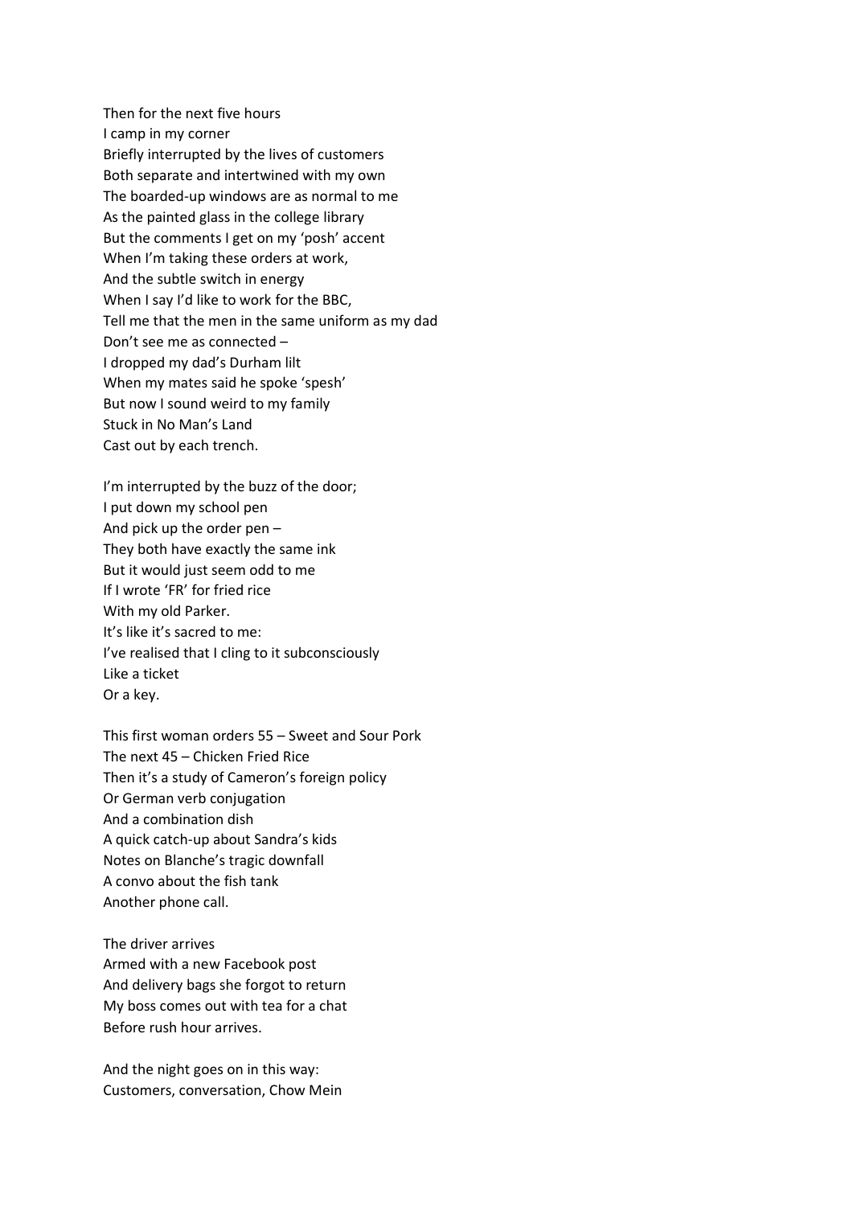Then for the next five hours
I camp in my corner
Briefly interrupted by the lives of customers
Both separate and intertwined with my own
The boarded-up windows are as normal to me
As the painted glass in the college library
But the comments I get on my 'posh' accent
When I'm taking these orders at work,
And the subtle switch in energy
When I say I'd like to work for the BBC,
Tell me that the men in the same uniform as my dad
Don't see me as connected –
I dropped my dad's Durham lilt
When my mates said he spoke 'spesh'
But now I sound weird to my family
Stuck in No Man's Land
Cast out by each trench.

I'm interrupted by the buzz of the door;
I put down my school pen
And pick up the order pen –
They both have exactly the same ink
But it would just seem odd to me
If I wrote 'FR' for fried rice
With my old Parker.
It's like it's sacred to me:
I've realised that I cling to it subconsciously
Like a ticket
Or a key.

This first woman orders 55 – Sweet and Sour Pork
The next 45 – Chicken Fried Rice
Then it's a study of Cameron's foreign policy
Or German verb conjugation
And a combination dish
A quick catch-up about Sandra's kids
Notes on Blanche's tragic downfall
A convo about the fish tank
Another phone call.

The driver arrives
Armed with a new Facebook post
And delivery bags she forgot to return
My boss comes out with tea for a chat
Before rush hour arrives.

And the night goes on in this way:
Customers, conversation, Chow Mein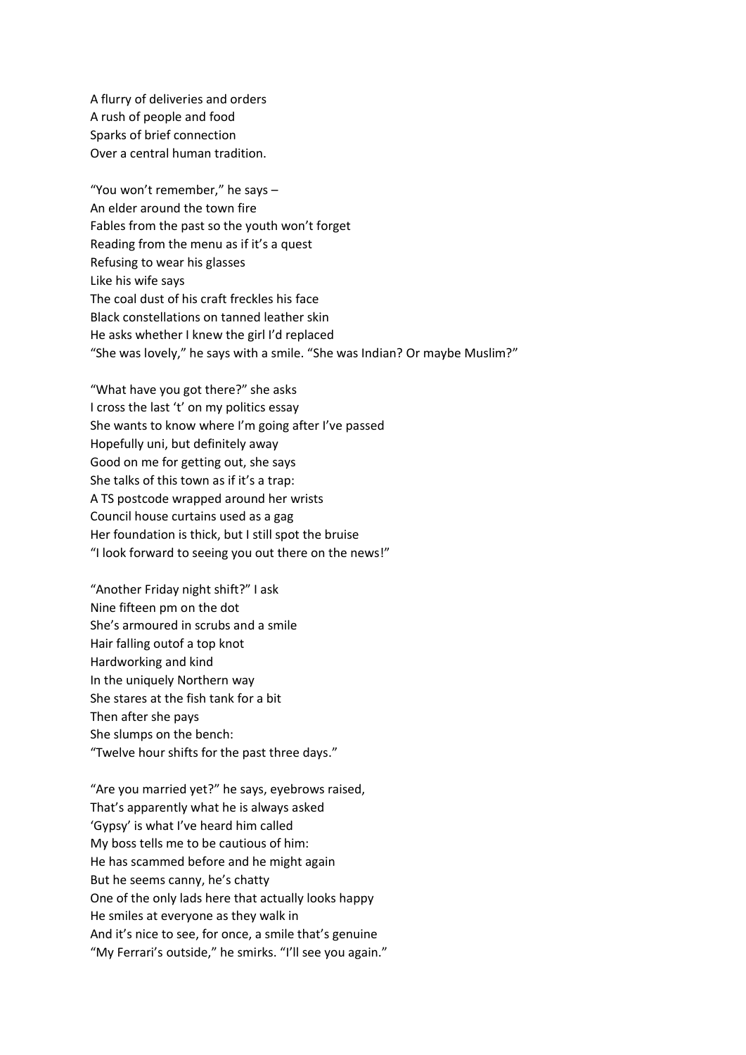A flurry of deliveries and orders  
A rush of people and food  
Sparks of brief connection  
Over a central human tradition.

"You won't remember," he says –  
An elder around the town fire  
Fables from the past so the youth won't forget  
Reading from the menu as if it's a quest  
Refusing to wear his glasses  
Like his wife says  
The coal dust of his craft freckles his face  
Black constellations on tanned leather skin  
He asks whether I knew the girl I'd replaced  
"She was lovely," he says with a smile. "She was Indian? Or maybe Muslim?"

"What have you got there?" she asks  
I cross the last 't' on my politics essay  
She wants to know where I'm going after I've passed  
Hopefully uni, but definitely away  
Good on me for getting out, she says  
She talks of this town as if it's a trap:  
A TS postcode wrapped around her wrists  
Council house curtains used as a gag  
Her foundation is thick, but I still spot the bruise  
"I look forward to seeing you out there on the news!"

"Another Friday night shift?" I ask  
Nine fifteen pm on the dot  
She's armoured in scrubs and a smile  
Hair falling outof a top knot  
Hardworking and kind  
In the uniquely Northern way  
She stares at the fish tank for a bit  
Then after she pays  
She slumps on the bench:  
"Twelve hour shifts for the past three days."

"Are you married yet?" he says, eyebrows raised,  
That's apparently what he is always asked  
'Gypsy' is what I've heard him called  
My boss tells me to be cautious of him:  
He has scammed before and he might again  
But he seems canny, he's chatty  
One of the only lads here that actually looks happy  
He smiles at everyone as they walk in  
And it's nice to see, for once, a smile that's genuine  
"My Ferrari's outside," he smirks. "I'll see you again."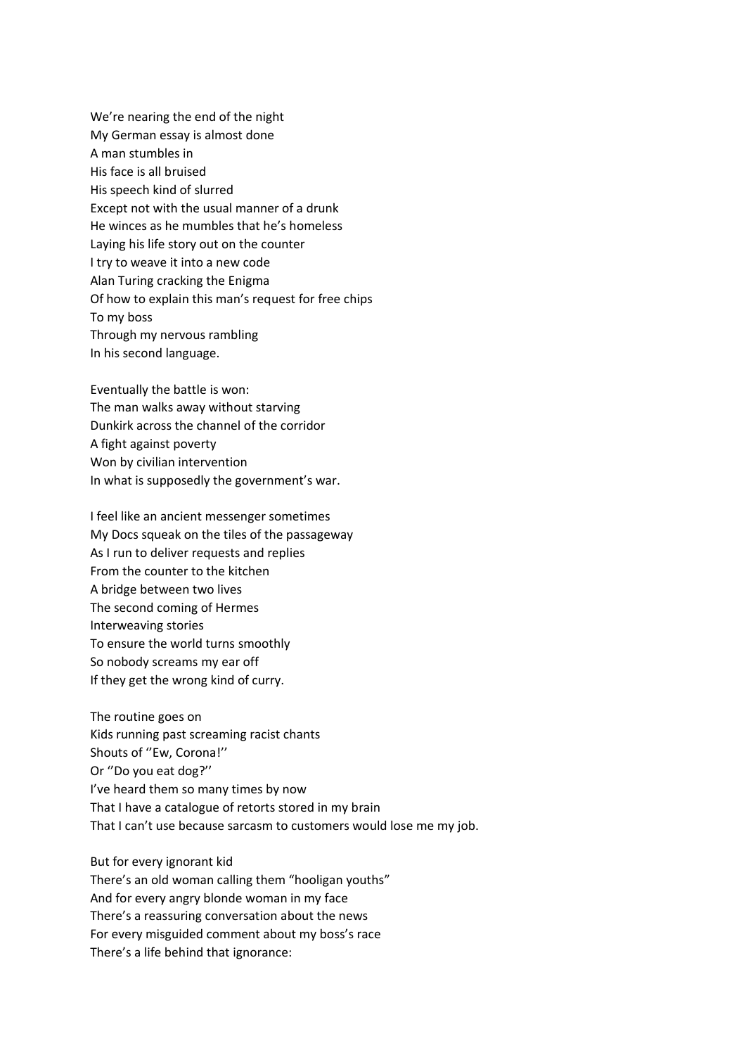We're nearing the end of the night
My German essay is almost done
A man stumbles in
His face is all bruised
His speech kind of slurred
Except not with the usual manner of a drunk
He winces as he mumbles that he's homeless
Laying his life story out on the counter
I try to weave it into a new code
Alan Turing cracking the Enigma
Of how to explain this man's request for free chips
To my boss
Through my nervous rambling
In his second language.

Eventually the battle is won:
The man walks away without starving
Dunkirk across the channel of the corridor
A fight against poverty
Won by civilian intervention
In what is supposedly the government's war.

I feel like an ancient messenger sometimes
My Docs squeak on the tiles of the passageway
As I run to deliver requests and replies
From the counter to the kitchen
A bridge between two lives
The second coming of Hermes
Interweaving stories
To ensure the world turns smoothly
So nobody screams my ear off
If they get the wrong kind of curry.

The routine goes on
Kids running past screaming racist chants
Shouts of ''Ew, Corona!''
Or ''Do you eat dog?''
I've heard them so many times by now
That I have a catalogue of retorts stored in my brain
That I can't use because sarcasm to customers would lose me my job.

But for every ignorant kid
There's an old woman calling them "hooligan youths"
And for every angry blonde woman in my face
There's a reassuring conversation about the news
For every misguided comment about my boss's race
There's a life behind that ignorance: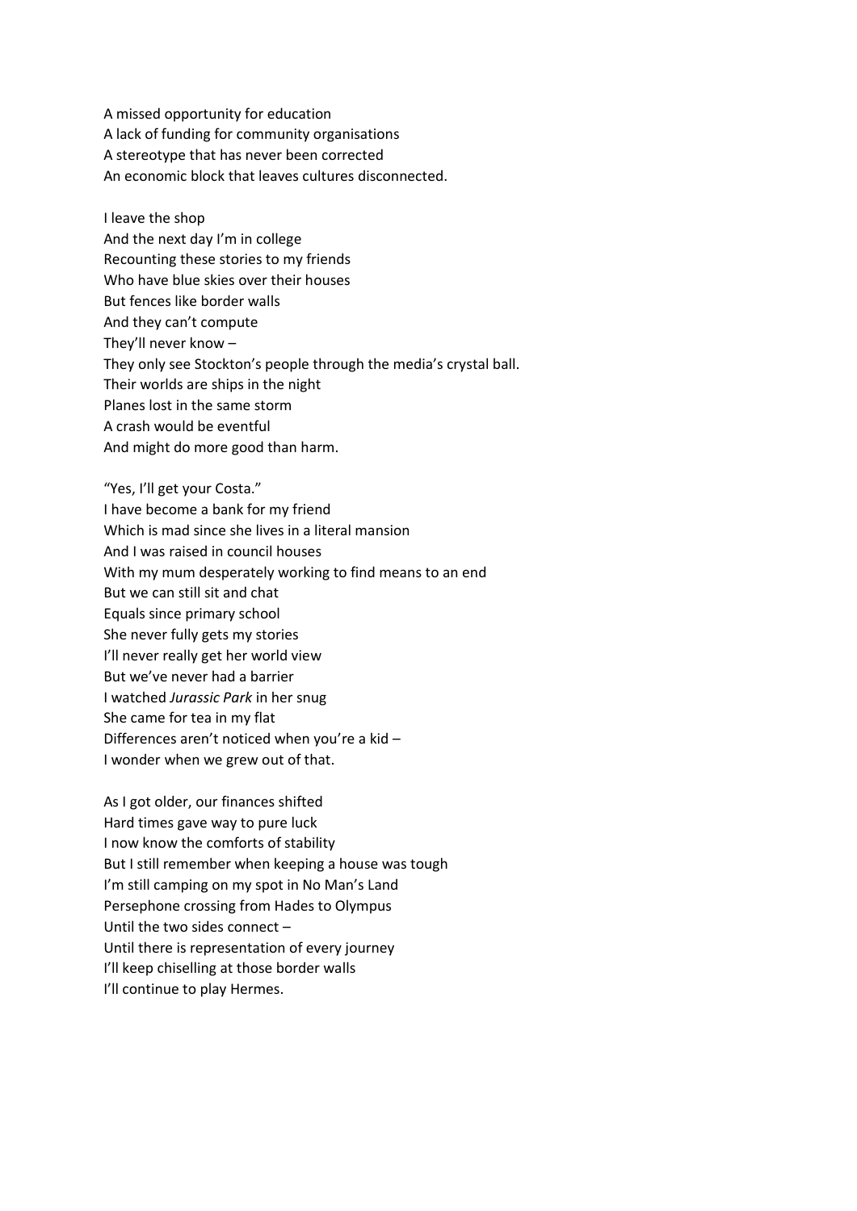A missed opportunity for education
A lack of funding for community organisations
A stereotype that has never been corrected
An economic block that leaves cultures disconnected.

I leave the shop
And the next day I'm in college
Recounting these stories to my friends
Who have blue skies over their houses
But fences like border walls
And they can't compute
They'll never know –
They only see Stockton's people through the media's crystal ball.
Their worlds are ships in the night
Planes lost in the same storm
A crash would be eventful
And might do more good than harm.

"Yes, I'll get your Costa."
I have become a bank for my friend
Which is mad since she lives in a literal mansion
And I was raised in council houses
With my mum desperately working to find means to an end
But we can still sit and chat
Equals since primary school
She never fully gets my stories
I'll never really get her world view
But we've never had a barrier
I watched *Jurassic Park* in her snug
She came for tea in my flat
Differences aren't noticed when you're a kid –
I wonder when we grew out of that.

As I got older, our finances shifted
Hard times gave way to pure luck
I now know the comforts of stability
But I still remember when keeping a house was tough
I'm still camping on my spot in No Man's Land
Persephone crossing from Hades to Olympus
Until the two sides connect –
Until there is representation of every journey
I'll keep chiselling at those border walls
I'll continue to play Hermes.